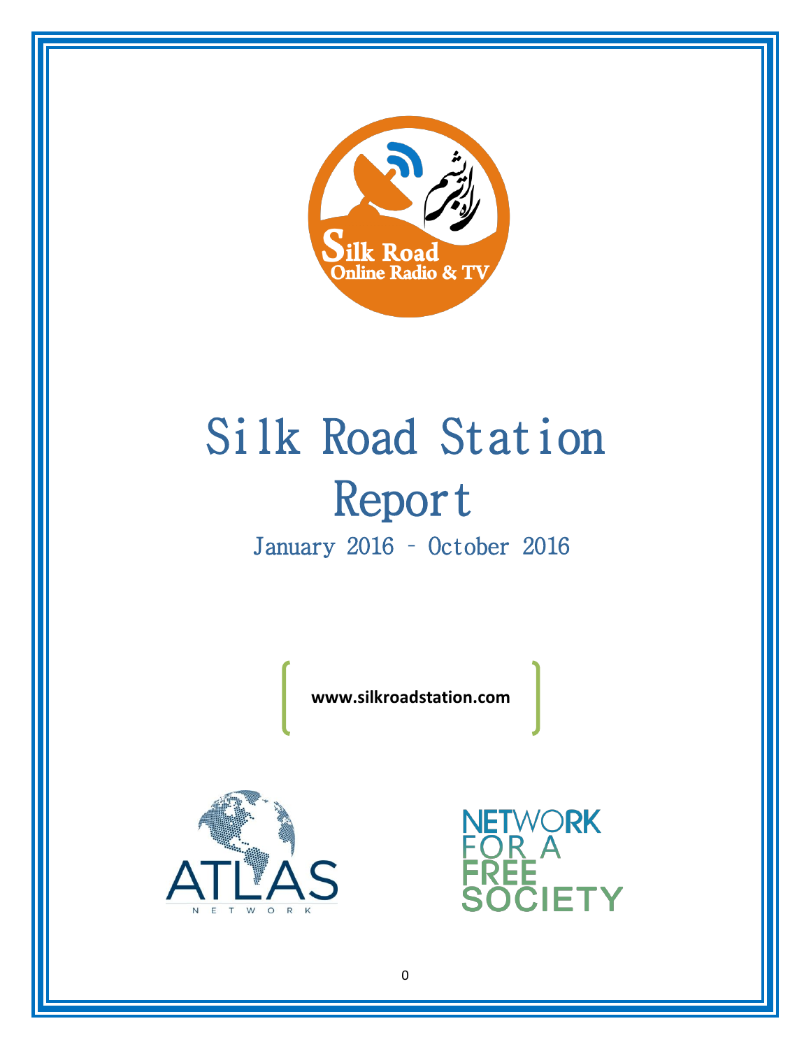# Silk Road Station Report

## January 2016 – October 2016

**www.silkroadstation.com**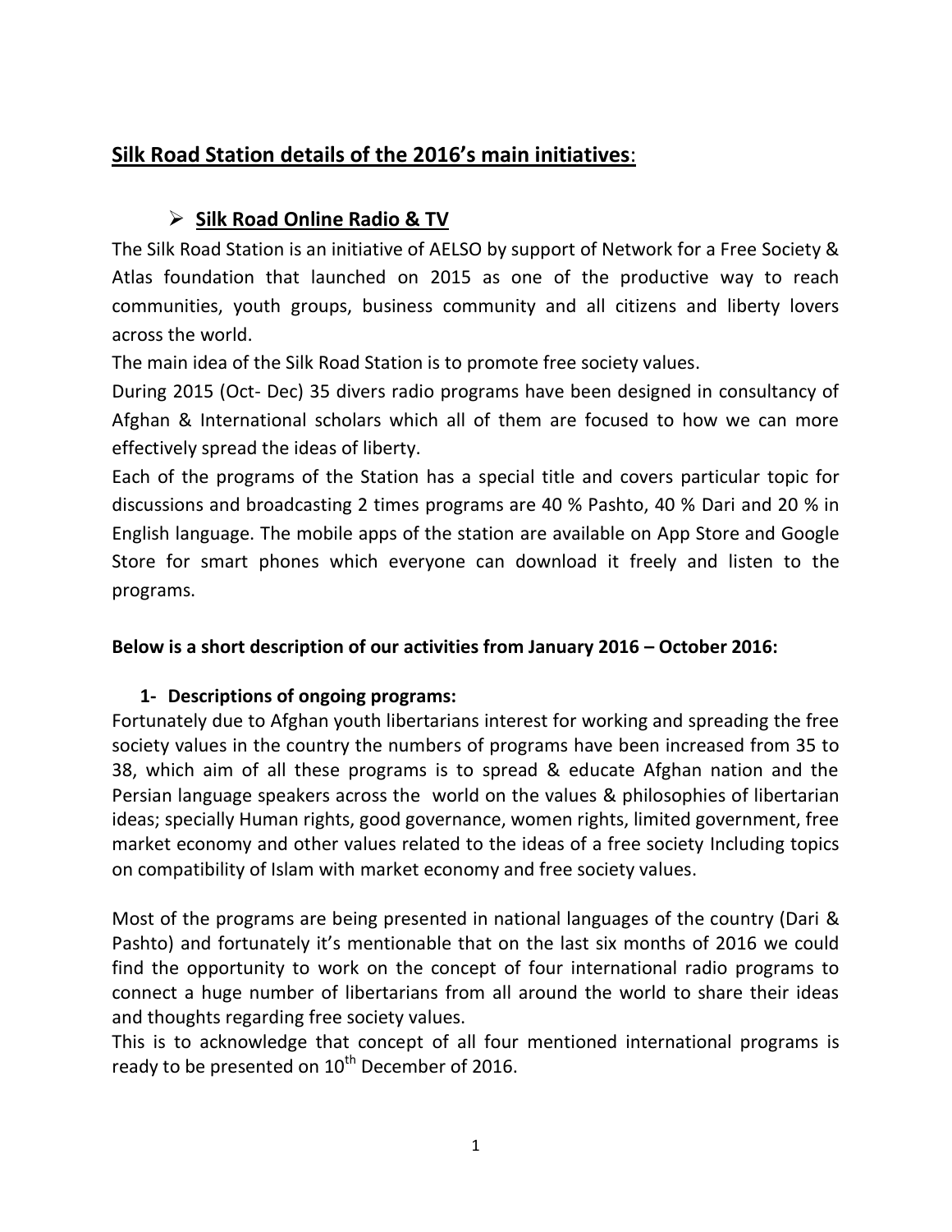## Silk Road Station details of the 2016's main initiatives:

### ➢ Silk Road Online Radio & TV

The Silk Road Station is an initiative of AELSO by support of Network for a Free Society & Atlas foundation that launched on 2015 as one of the productive way to reach communities, youth groups, business community and all citizens and liberty lovers across the world.

The main idea of the Silk Road Station is to promote free society values.

During 2015 (Oct- Dec) 35 divers radio programs have been designed in consultancy of Afghan & International scholars which all of them are focused to how we can more effectively spread the ideas of liberty.

Each of the programs of the Station has a special title and covers particular topic for discussions and broadcasting 2 times programs are 40 % Pashto, 40 % Dari and 20 % in English language. The mobile apps of the station are available on App Store and Google Store for smart phones which everyone can download it freely and listen to the programs.

**Below is a short description of our activities from January 2016 – October 2016:**

**1- Descriptions of ongoing programs:**

Fortunately due to Afghan youth libertarians interest for working and spreading the free society values in the country the numbers of programs have been increased from 35 to 38, which aim of all these programs is to spread & educate Afghan nation and the Persian language speakers across the world on the values & philosophies of libertarian ideas; specially Human rights, good governance, women rights, limited government, free market economy and other values related to the ideas of a free society Including topics on compatibility of Islam with market economy and free society values.

Most of the programs are being presented in national languages of the country (Dari & Pashto) and fortunately it's mentionable that on the last six months of 2016 we could find the opportunity to work on the concept of four international radio programs to connect a huge number of libertarians from all around the world to share their ideas and thoughts regarding free society values.

This is to acknowledge that concept of all four mentioned international programs is ready to be presented on 10th December of 2016.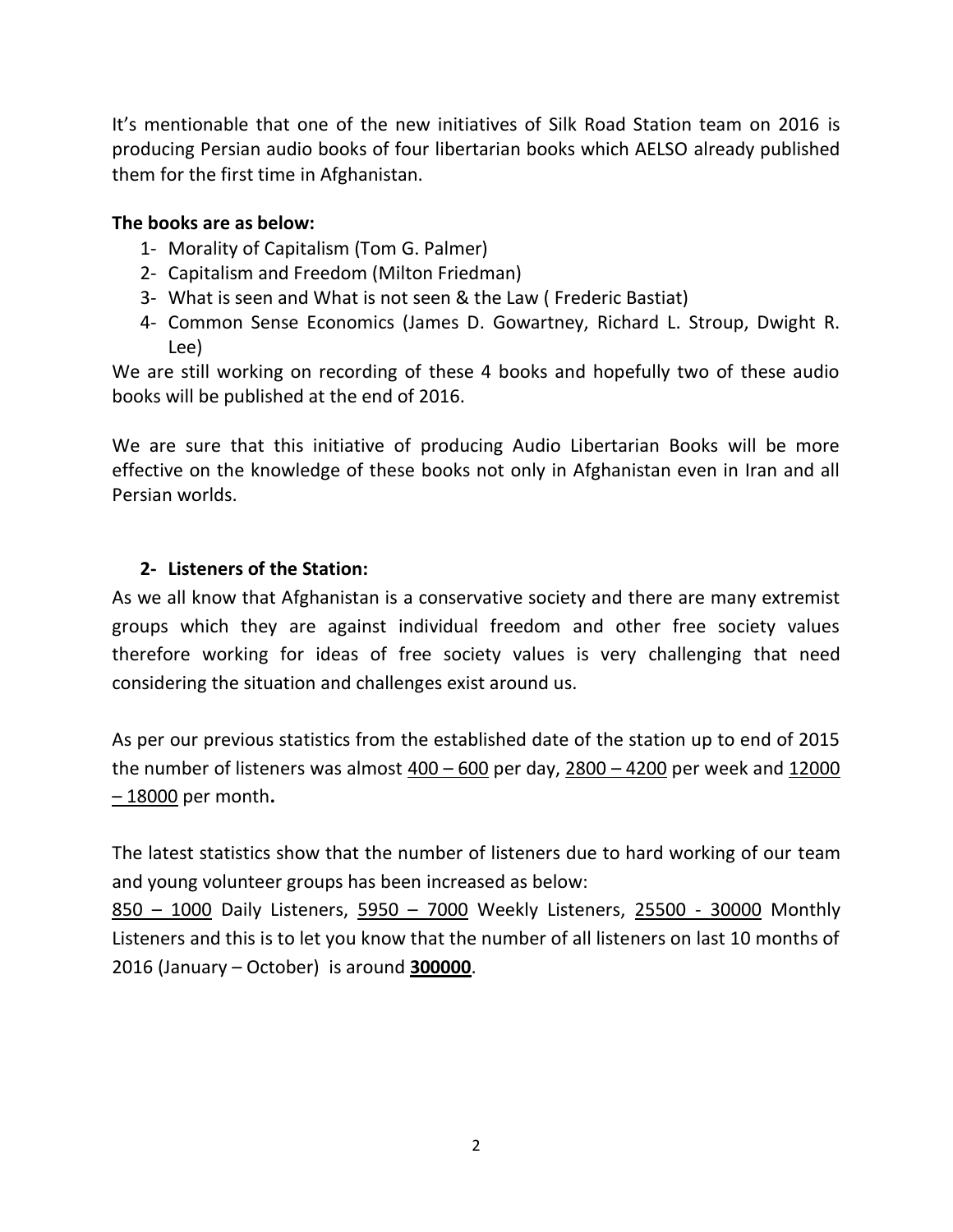It's mentionable that one of the new initiatives of Silk Road Station team on 2016 is producing Persian audio books of four libertarian books which AELSO already published them for the first time in Afghanistan.

**The books are as below:**

1- Morality of Capitalism (Tom G. Palmer)
2- Capitalism and Freedom (Milton Friedman)
3- What is seen and What is not seen & the Law ( Frederic Bastiat)
4- Common Sense Economics (James D. Gowartney, Richard L. Stroup, Dwight R. Lee)

We are still working on recording of these 4 books and hopefully two of these audio books will be published at the end of 2016.

We are sure that this initiative of producing Audio Libertarian Books will be more effective on the knowledge of these books not only in Afghanistan even in Iran and all Persian worlds.

### 2- Listeners of the Station:

As we all know that Afghanistan is a conservative society and there are many extremist groups which they are against individual freedom and other free society values therefore working for ideas of free society values is very challenging that need considering the situation and challenges exist around us.

As per our previous statistics from the established date of the station up to end of 2015 the number of listeners was almost 400 – 600 per day, 2800 – 4200 per week and 12000 – 18000 per month**.**

The latest statistics show that the number of listeners due to hard working of our team and young volunteer groups has been increased as below:

850 – 1000 Daily Listeners, 5950 – 7000 Weekly Listeners, 25500 - 30000 Monthly Listeners and this is to let you know that the number of all listeners on last 10 months of 2016 (January – October) is around **300000**.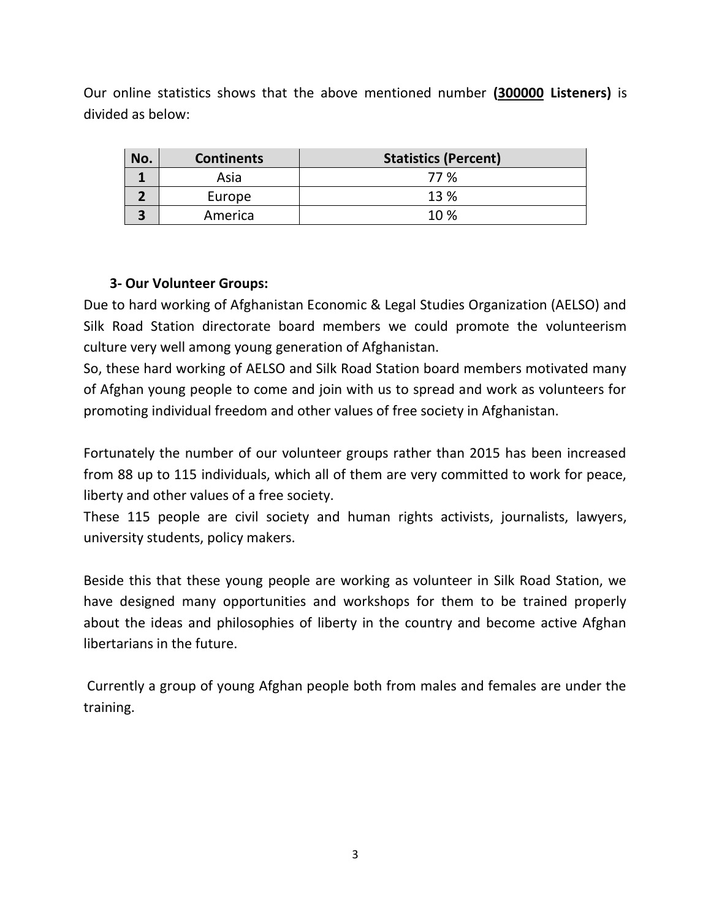Our online statistics shows that the above mentioned number **(<u>300000</u> Listeners)** is divided as below:

| No. | Continents | Statistics (Percent) |
|---|---|---|
| **1** | Asia | 77 % |
| **2** | Europe | 13 % |
| **3** | America | 10 % |

### 3- Our Volunteer Groups:

Due to hard working of Afghanistan Economic & Legal Studies Organization (AELSO) and Silk Road Station directorate board members we could promote the volunteerism culture very well among young generation of Afghanistan.

So, these hard working of AELSO and Silk Road Station board members motivated many of Afghan young people to come and join with us to spread and work as volunteers for promoting individual freedom and other values of free society in Afghanistan.

Fortunately the number of our volunteer groups rather than 2015 has been increased from 88 up to 115 individuals, which all of them are very committed to work for peace, liberty and other values of a free society.

These 115 people are civil society and human rights activists, journalists, lawyers, university students, policy makers.

Beside this that these young people are working as volunteer in Silk Road Station, we have designed many opportunities and workshops for them to be trained properly about the ideas and philosophies of liberty in the country and become active Afghan libertarians in the future.

Currently a group of young Afghan people both from males and females are under the training.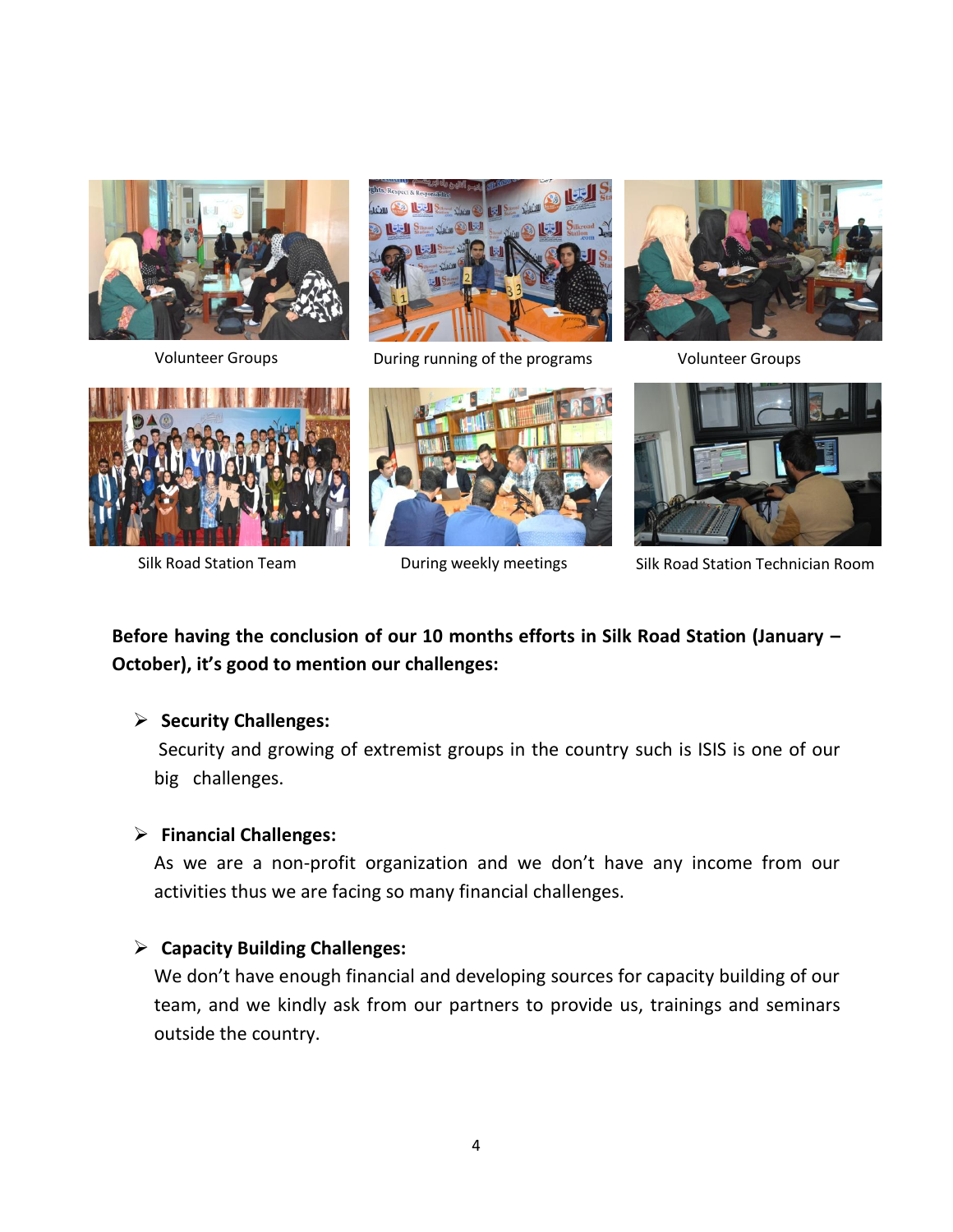Volunteer Groups

During running of the programs

Volunteer Groups

Silk Road Station Team

During weekly meetings

Silk Road Station Technician Room

**Before having the conclusion of our 10 months efforts in Silk Road Station (January – October), it's good to mention our challenges:**

- **Security Challenges:**

  Security and growing of extremist groups in the country such is ISIS is one of our big challenges.

- **Financial Challenges:**

  As we are a non-profit organization and we don't have any income from our activities thus we are facing so many financial challenges.

- **Capacity Building Challenges:**

  We don't have enough financial and developing sources for capacity building of our team, and we kindly ask from our partners to provide us, trainings and seminars outside the country.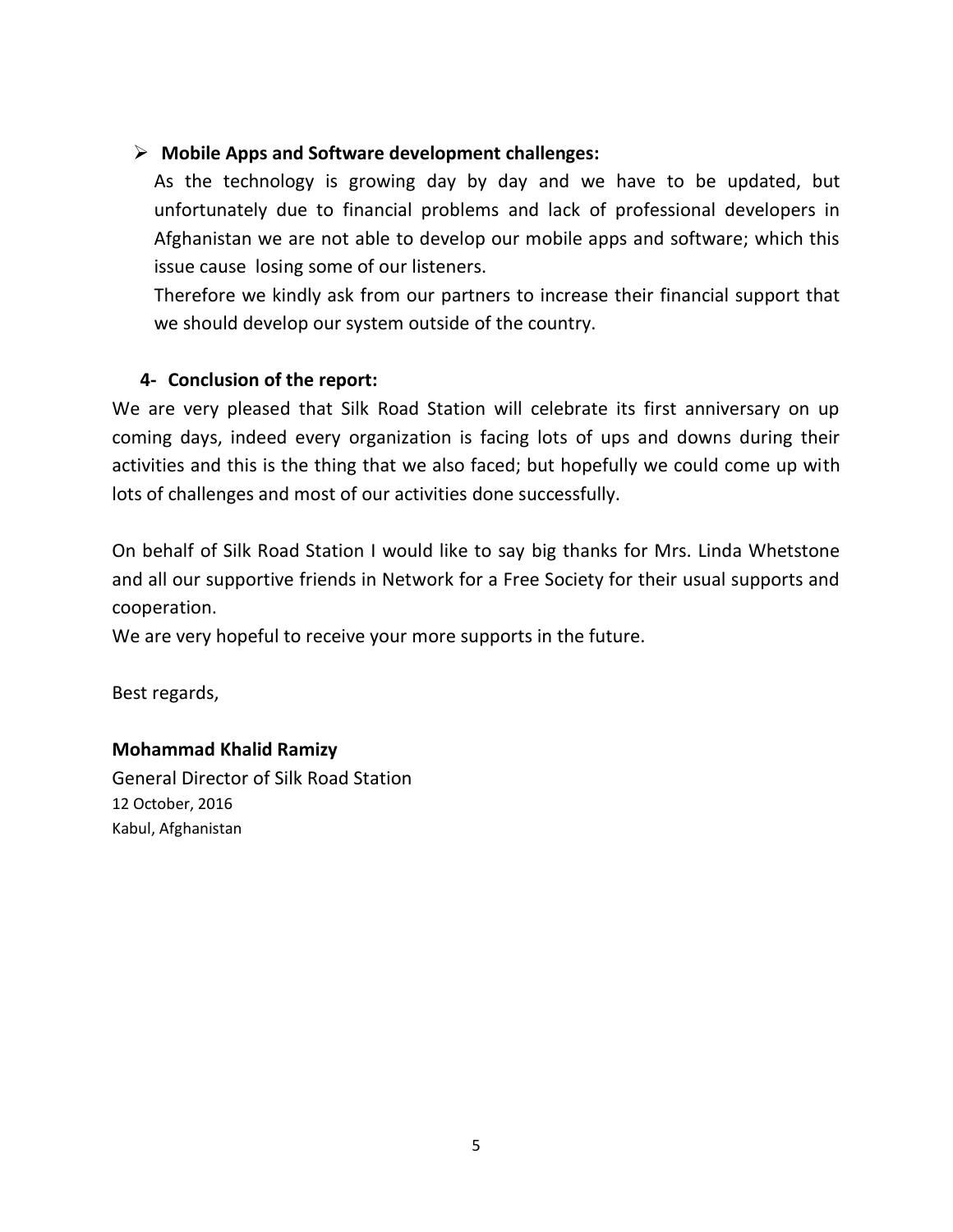- **Mobile Apps and Software development challenges:**

  As the technology is growing day by day and we have to be updated, but unfortunately due to financial problems and lack of professional developers in Afghanistan we are not able to develop our mobile apps and software; which this issue cause losing some of our listeners.

  Therefore we kindly ask from our partners to increase their financial support that we should develop our system outside of the country.

## 4- Conclusion of the report:

We are very pleased that Silk Road Station will celebrate its first anniversary on up coming days, indeed every organization is facing lots of ups and downs during their activities and this is the thing that we also faced; but hopefully we could come up with lots of challenges and most of our activities done successfully.

On behalf of Silk Road Station I would like to say big thanks for Mrs. Linda Whetstone and all our supportive friends in Network for a Free Society for their usual supports and cooperation.

We are very hopeful to receive your more supports in the future.

Best regards,

**Mohammad Khalid Ramizy**

General Director of Silk Road Station

12 October, 2016

Kabul, Afghanistan